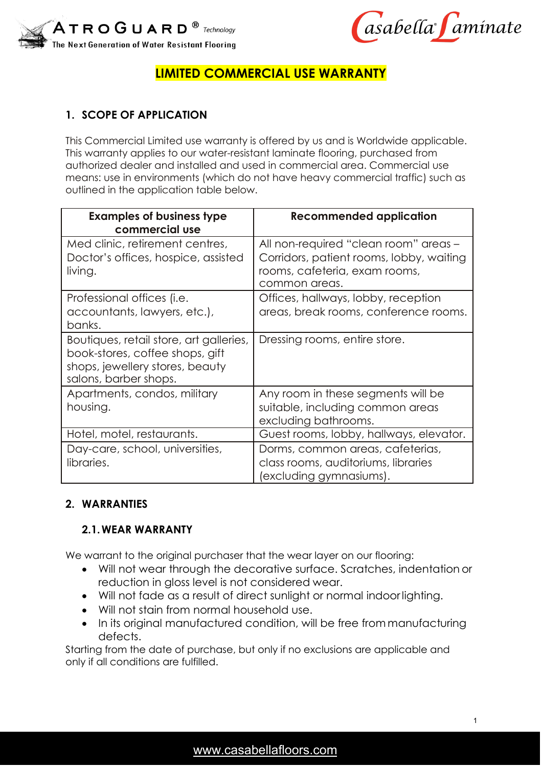ATROGUARD® Technology
The Next Generation of Water Resistant Flooring

Casabella® Laminate

# LIMITED COMMERCIAL USE WARRANTY

## 1. SCOPE OF APPLICATION

This Commercial Limited use warranty is offered by us and is Worldwide applicable. This warranty applies to our water-resistant laminate flooring, purchased from authorized dealer and installed and used in commercial area. Commercial use means: use in environments (which do not have heavy commercial traffic) such as outlined in the application table below.

| Examples of business type commercial use | Recommended application |
| --- | --- |
| Med clinic, retirement centres, Doctor's offices, hospice, assisted living. | All non-required "clean room" areas – Corridors, patient rooms, lobby, waiting rooms, cafeteria, exam rooms, common areas. |
| Professional offices (i.e. accountants, lawyers, etc.), banks. | Offices, hallways, lobby, reception areas, break rooms, conference rooms. |
| Boutiques, retail store, art galleries, book-stores, coffee shops, gift shops, jewellery stores, beauty salons, barber shops. | Dressing rooms, entire store. |
| Apartments, condos, military housing. | Any room in these segments will be suitable, including common areas excluding bathrooms. |
| Hotel, motel, restaurants. | Guest rooms, lobby, hallways, elevator. |
| Day-care, school, universities, libraries. | Dorms, common areas, cafeterias, class rooms, auditoriums, libraries (excluding gymnasiums). |

## 2. WARRANTIES

### 2.1. WEAR WARRANTY

We warrant to the original purchaser that the wear layer on our flooring:

- Will not wear through the decorative surface. Scratches, indentation or reduction in gloss level is not considered wear.
- Will not fade as a result of direct sunlight or normal indoor lighting.
- Will not stain from normal household use.
- In its original manufactured condition, will be free from manufacturing defects.

Starting from the date of purchase, but only if no exclusions are applicable and only if all conditions are fulfilled.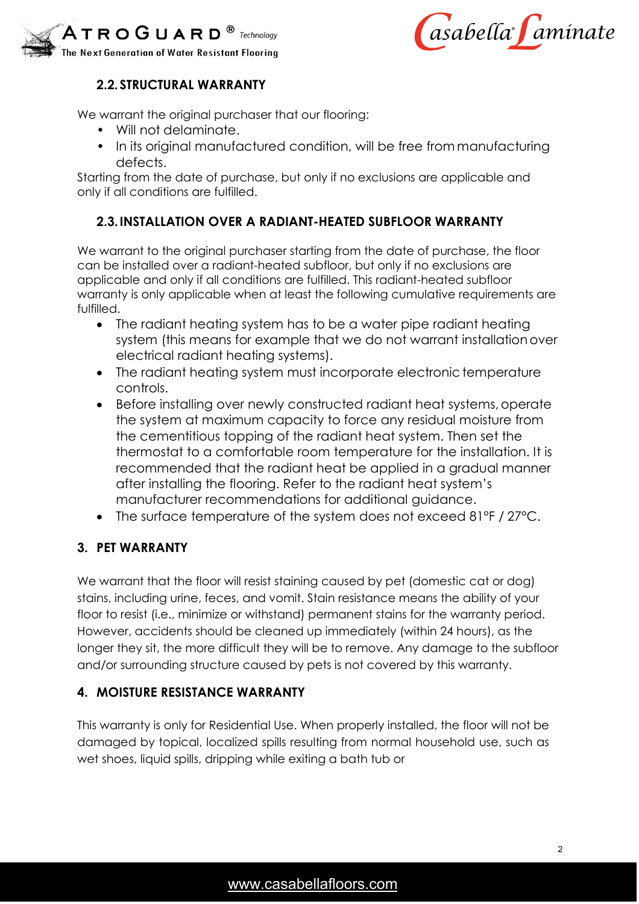### 2.2. STRUCTURAL WARRANTY

We warrant the original purchaser that our flooring:

- Will not delaminate.
- In its original manufactured condition, will be free from manufacturing defects.

Starting from the date of purchase, but only if no exclusions are applicable and only if all conditions are fulfilled.

### 2.3. INSTALLATION OVER A RADIANT-HEATED SUBFLOOR WARRANTY

We warrant to the original purchaser starting from the date of purchase, the floor can be installed over a radiant-heated subfloor, but only if no exclusions are applicable and only if all conditions are fulfilled. This radiant-heated subfloor warranty is only applicable when at least the following cumulative requirements are fulfilled.

- The radiant heating system has to be a water pipe radiant heating system (this means for example that we do not warrant installation over electrical radiant heating systems).
- The radiant heating system must incorporate electronic temperature controls.
- Before installing over newly constructed radiant heat systems, operate the system at maximum capacity to force any residual moisture from the cementitious topping of the radiant heat system. Then set the thermostat to a comfortable room temperature for the installation. It is recommended that the radiant heat be applied in a gradual manner after installing the flooring. Refer to the radiant heat system's manufacturer recommendations for additional guidance.
- The surface temperature of the system does not exceed 81°F / 27°C.

## 3. PET WARRANTY

We warrant that the floor will resist staining caused by pet (domestic cat or dog) stains, including urine, feces, and vomit. Stain resistance means the ability of your floor to resist (i.e., minimize or withstand) permanent stains for the warranty period. However, accidents should be cleaned up immediately (within 24 hours), as the longer they sit, the more difficult they will be to remove. Any damage to the subfloor and/or surrounding structure caused by pets is not covered by this warranty.

## 4. MOISTURE RESISTANCE WARRANTY

This warranty is only for Residential Use. When properly installed, the floor will not be damaged by topical, localized spills resulting from normal household use, such as wet shoes, liquid spills, dripping while exiting a bath tub or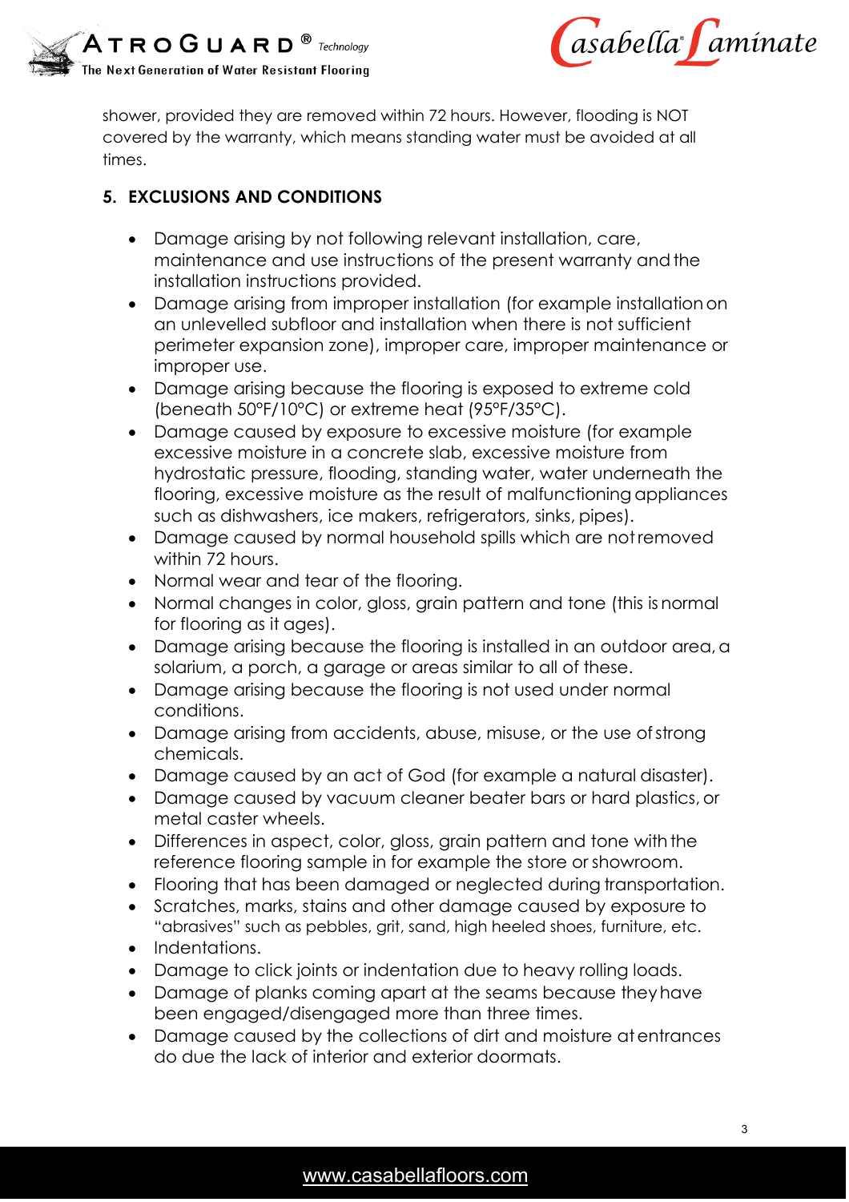shower, provided they are removed within 72 hours. However, flooding is NOT covered by the warranty, which means standing water must be avoided at all times.

## 5. EXCLUSIONS AND CONDITIONS

- Damage arising by not following relevant installation, care, maintenance and use instructions of the present warranty and the installation instructions provided.
- Damage arising from improper installation (for example installation on an unlevelled subfloor and installation when there is not sufficient perimeter expansion zone), improper care, improper maintenance or improper use.
- Damage arising because the flooring is exposed to extreme cold (beneath 50°F/10°C) or extreme heat (95°F/35°C).
- Damage caused by exposure to excessive moisture (for example excessive moisture in a concrete slab, excessive moisture from hydrostatic pressure, flooding, standing water, water underneath the flooring, excessive moisture as the result of malfunctioning appliances such as dishwashers, ice makers, refrigerators, sinks, pipes).
- Damage caused by normal household spills which are not removed within 72 hours.
- Normal wear and tear of the flooring.
- Normal changes in color, gloss, grain pattern and tone (this is normal for flooring as it ages).
- Damage arising because the flooring is installed in an outdoor area, a solarium, a porch, a garage or areas similar to all of these.
- Damage arising because the flooring is not used under normal conditions.
- Damage arising from accidents, abuse, misuse, or the use of strong chemicals.
- Damage caused by an act of God (for example a natural disaster).
- Damage caused by vacuum cleaner beater bars or hard plastics, or metal caster wheels.
- Differences in aspect, color, gloss, grain pattern and tone with the reference flooring sample in for example the store or showroom.
- Flooring that has been damaged or neglected during transportation.
- Scratches, marks, stains and other damage caused by exposure to "abrasives" such as pebbles, grit, sand, high heeled shoes, furniture, etc.
- Indentations.
- Damage to click joints or indentation due to heavy rolling loads.
- Damage of planks coming apart at the seams because they have been engaged/disengaged more than three times.
- Damage caused by the collections of dirt and moisture at entrances do due the lack of interior and exterior doormats.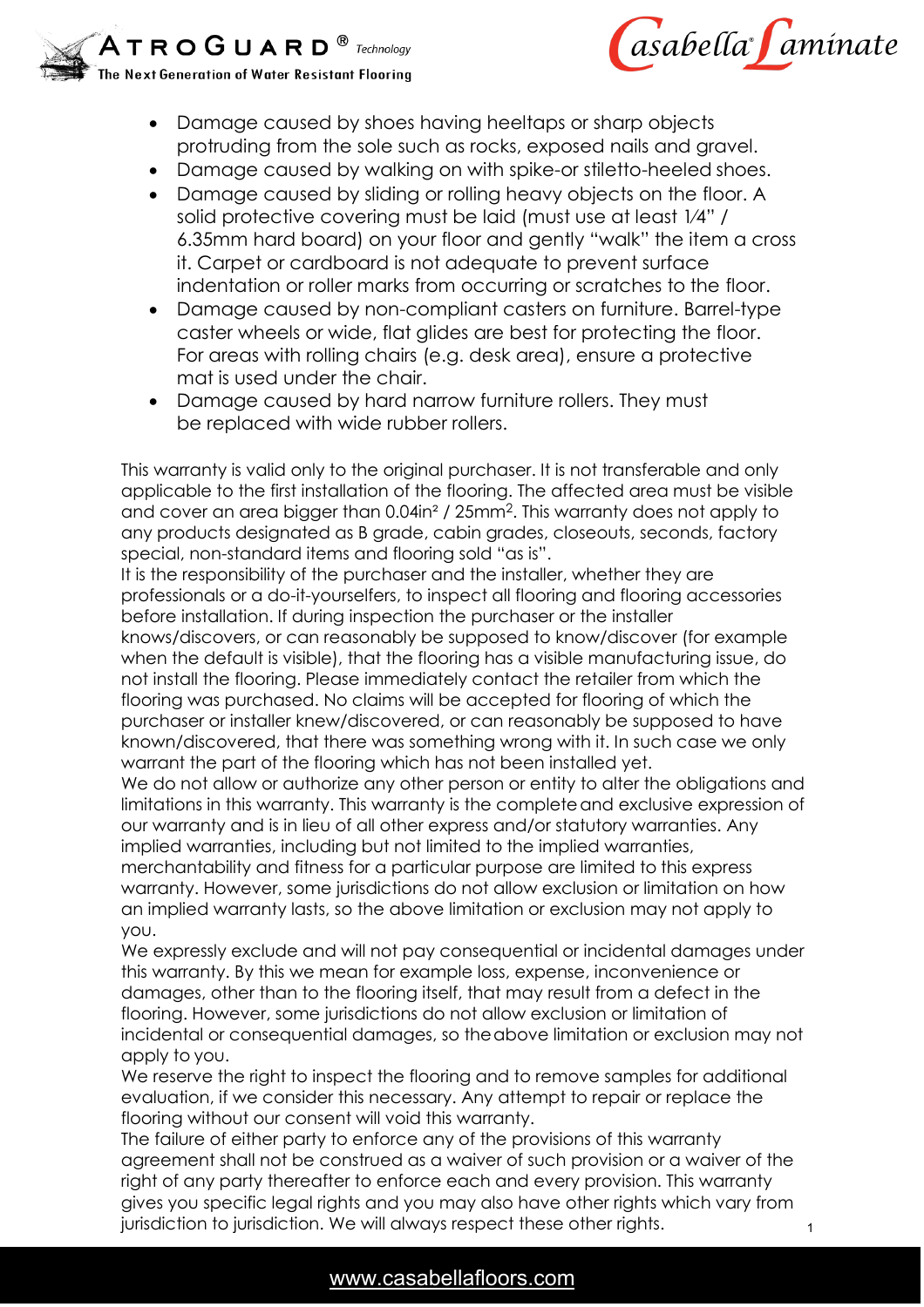- Damage caused by shoes having heeltaps or sharp objects protruding from the sole such as rocks, exposed nails and gravel.
- Damage caused by walking on with spike-or stiletto-heeled shoes.
- Damage caused by sliding or rolling heavy objects on the floor. A solid protective covering must be laid (must use at least 1⁄4" / 6.35mm hard board) on your floor and gently "walk" the item a cross it. Carpet or cardboard is not adequate to prevent surface indentation or roller marks from occurring or scratches to the floor.
- Damage caused by non-compliant casters on furniture. Barrel-type caster wheels or wide, flat glides are best for protecting the floor. For areas with rolling chairs (e.g. desk area), ensure a protective mat is used under the chair.
- Damage caused by hard narrow furniture rollers. They must be replaced with wide rubber rollers.

This warranty is valid only to the original purchaser. It is not transferable and only applicable to the first installation of the flooring. The affected area must be visible and cover an area bigger than $0.04in^2$ / $25mm^2$. This warranty does not apply to any products designated as B grade, cabin grades, closeouts, seconds, factory special, non-standard items and flooring sold "as is".

It is the responsibility of the purchaser and the installer, whether they are professionals or a do-it-yourselfers, to inspect all flooring and flooring accessories before installation. If during inspection the purchaser or the installer knows/discovers, or can reasonably be supposed to know/discover (for example when the default is visible), that the flooring has a visible manufacturing issue, do not install the flooring. Please immediately contact the retailer from which the flooring was purchased. No claims will be accepted for flooring of which the purchaser or installer knew/discovered, or can reasonably be supposed to have known/discovered, that there was something wrong with it. In such case we only warrant the part of the flooring which has not been installed yet.

We do not allow or authorize any other person or entity to alter the obligations and limitations in this warranty. This warranty is the complete and exclusive expression of our warranty and is in lieu of all other express and/or statutory warranties. Any implied warranties, including but not limited to the implied warranties, merchantability and fitness for a particular purpose are limited to this express warranty. However, some jurisdictions do not allow exclusion or limitation on how an implied warranty lasts, so the above limitation or exclusion may not apply to you.

We expressly exclude and will not pay consequential or incidental damages under this warranty. By this we mean for example loss, expense, inconvenience or damages, other than to the flooring itself, that may result from a defect in the flooring. However, some jurisdictions do not allow exclusion or limitation of incidental or consequential damages, so the above limitation or exclusion may not apply to you.

We reserve the right to inspect the flooring and to remove samples for additional evaluation, if we consider this necessary. Any attempt to repair or replace the flooring without our consent will void this warranty.

The failure of either party to enforce any of the provisions of this warranty agreement shall not be construed as a waiver of such provision or a waiver of the right of any party thereafter to enforce each and every provision. This warranty gives you specific legal rights and you may also have other rights which vary from jurisdiction to jurisdiction. We will always respect these other rights.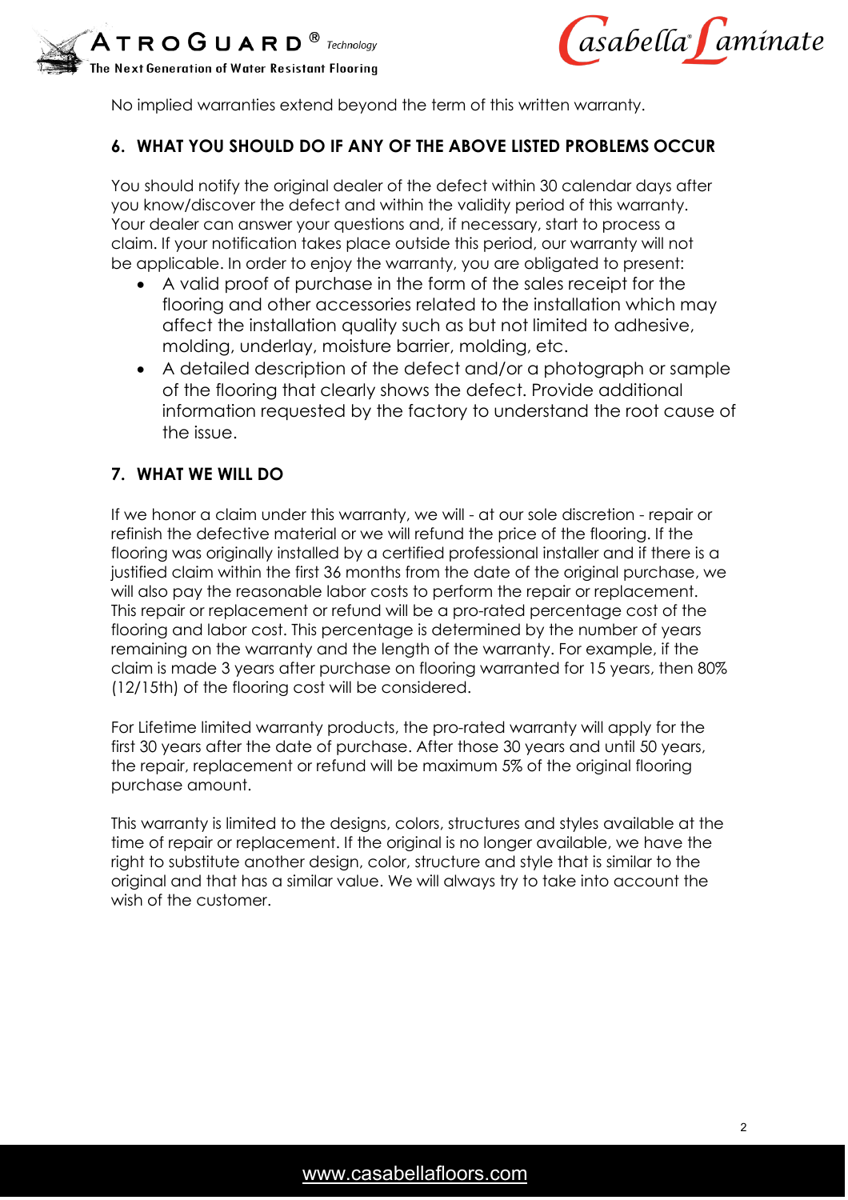No implied warranties extend beyond the term of this written warranty.

## 6. WHAT YOU SHOULD DO IF ANY OF THE ABOVE LISTED PROBLEMS OCCUR

You should notify the original dealer of the defect within 30 calendar days after you know/discover the defect and within the validity period of this warranty. Your dealer can answer your questions and, if necessary, start to process a claim. If your notification takes place outside this period, our warranty will not be applicable. In order to enjoy the warranty, you are obligated to present:

- A valid proof of purchase in the form of the sales receipt for the flooring and other accessories related to the installation which may affect the installation quality such as but not limited to adhesive, molding, underlay, moisture barrier, molding, etc.
- A detailed description of the defect and/or a photograph or sample of the flooring that clearly shows the defect. Provide additional information requested by the factory to understand the root cause of the issue.

## 7. WHAT WE WILL DO

If we honor a claim under this warranty, we will - at our sole discretion - repair or refinish the defective material or we will refund the price of the flooring. If the flooring was originally installed by a certified professional installer and if there is a justified claim within the first 36 months from the date of the original purchase, we will also pay the reasonable labor costs to perform the repair or replacement. This repair or replacement or refund will be a pro-rated percentage cost of the flooring and labor cost. This percentage is determined by the number of years remaining on the warranty and the length of the warranty. For example, if the claim is made 3 years after purchase on flooring warranted for 15 years, then 80% (12/15th) of the flooring cost will be considered.

For Lifetime limited warranty products, the pro-rated warranty will apply for the first 30 years after the date of purchase. After those 30 years and until 50 years, the repair, replacement or refund will be maximum 5% of the original flooring purchase amount.

This warranty is limited to the designs, colors, structures and styles available at the time of repair or replacement. If the original is no longer available, we have the right to substitute another design, color, structure and style that is similar to the original and that has a similar value. We will always try to take into account the wish of the customer.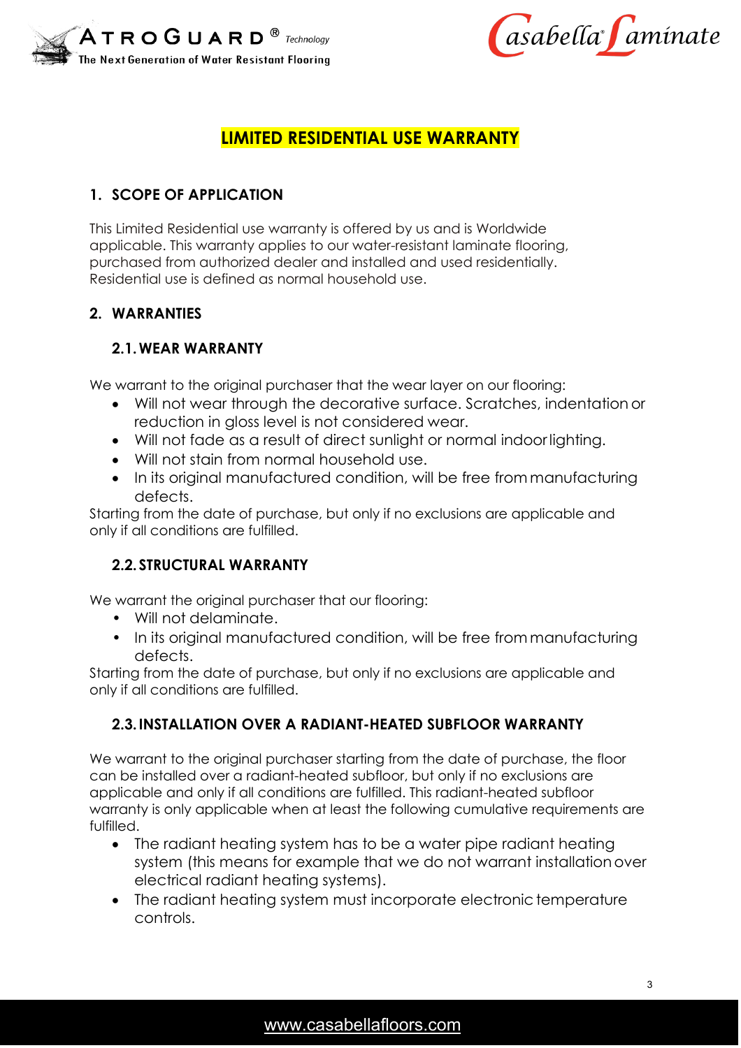# LIMITED RESIDENTIAL USE WARRANTY

## 1. SCOPE OF APPLICATION

This Limited Residential use warranty is offered by us and is Worldwide applicable. This warranty applies to our water-resistant laminate flooring, purchased from authorized dealer and installed and used residentially. Residential use is defined as normal household use.

## 2. WARRANTIES

### 2.1. WEAR WARRANTY

We warrant to the original purchaser that the wear layer on our flooring:

- Will not wear through the decorative surface. Scratches, indentation or reduction in gloss level is not considered wear.
- Will not fade as a result of direct sunlight or normal indoor lighting.
- Will not stain from normal household use.
- In its original manufactured condition, will be free from manufacturing defects.

Starting from the date of purchase, but only if no exclusions are applicable and only if all conditions are fulfilled.

### 2.2. STRUCTURAL WARRANTY

We warrant the original purchaser that our flooring:

- Will not delaminate.
- In its original manufactured condition, will be free from manufacturing defects.

Starting from the date of purchase, but only if no exclusions are applicable and only if all conditions are fulfilled.

### 2.3. INSTALLATION OVER A RADIANT-HEATED SUBFLOOR WARRANTY

We warrant to the original purchaser starting from the date of purchase, the floor can be installed over a radiant-heated subfloor, but only if no exclusions are applicable and only if all conditions are fulfilled. This radiant-heated subfloor warranty is only applicable when at least the following cumulative requirements are fulfilled.

- The radiant heating system has to be a water pipe radiant heating system (this means for example that we do not warrant installation over electrical radiant heating systems).
- The radiant heating system must incorporate electronic temperature controls.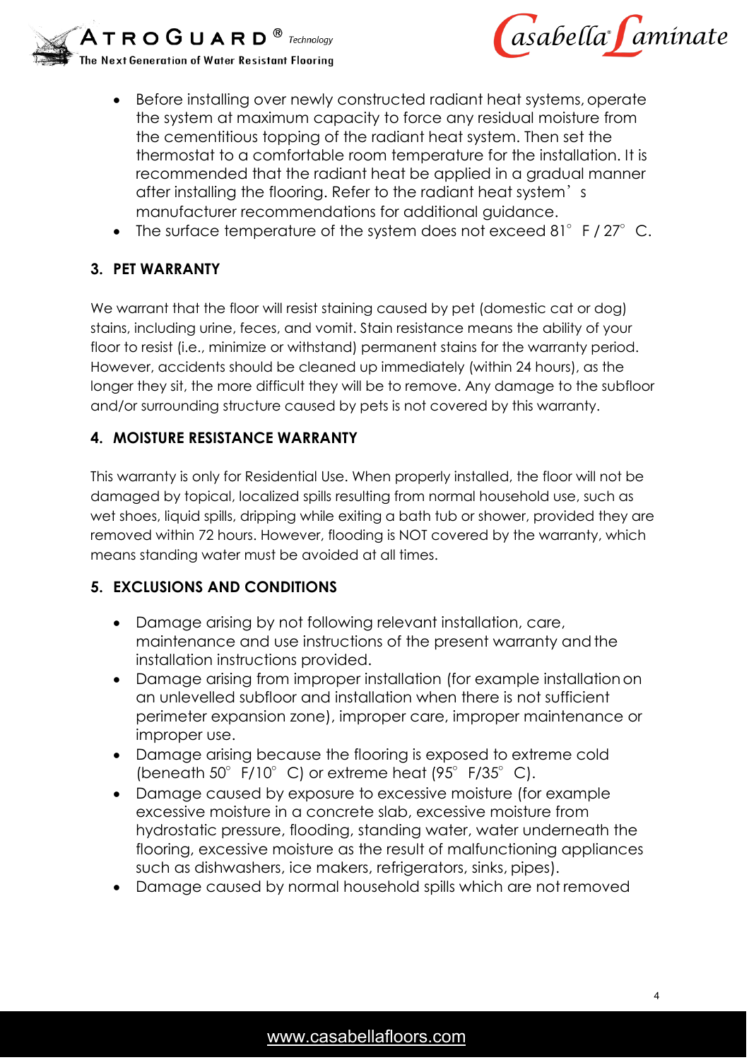- Before installing over newly constructed radiant heat systems, operate the system at maximum capacity to force any residual moisture from the cementitious topping of the radiant heat system. Then set the thermostat to a comfortable room temperature for the installation. It is recommended that the radiant heat be applied in a gradual manner after installing the flooring. Refer to the radiant heat system's manufacturer recommendations for additional guidance.
- The surface temperature of the system does not exceed 81° F / 27° C.

## 3. PET WARRANTY

We warrant that the floor will resist staining caused by pet (domestic cat or dog) stains, including urine, feces, and vomit. Stain resistance means the ability of your floor to resist (i.e., minimize or withstand) permanent stains for the warranty period. However, accidents should be cleaned up immediately (within 24 hours), as the longer they sit, the more difficult they will be to remove. Any damage to the subfloor and/or surrounding structure caused by pets is not covered by this warranty.

## 4. MOISTURE RESISTANCE WARRANTY

This warranty is only for Residential Use. When properly installed, the floor will not be damaged by topical, localized spills resulting from normal household use, such as wet shoes, liquid spills, dripping while exiting a bath tub or shower, provided they are removed within 72 hours. However, flooding is NOT covered by the warranty, which means standing water must be avoided at all times.

## 5. EXCLUSIONS AND CONDITIONS

- Damage arising by not following relevant installation, care, maintenance and use instructions of the present warranty and the installation instructions provided.
- Damage arising from improper installation (for example installation on an unlevelled subfloor and installation when there is not sufficient perimeter expansion zone), improper care, improper maintenance or improper use.
- Damage arising because the flooring is exposed to extreme cold (beneath 50° F/10° C) or extreme heat (95° F/35° C).
- Damage caused by exposure to excessive moisture (for example excessive moisture in a concrete slab, excessive moisture from hydrostatic pressure, flooding, standing water, water underneath the flooring, excessive moisture as the result of malfunctioning appliances such as dishwashers, ice makers, refrigerators, sinks, pipes).
- Damage caused by normal household spills which are not removed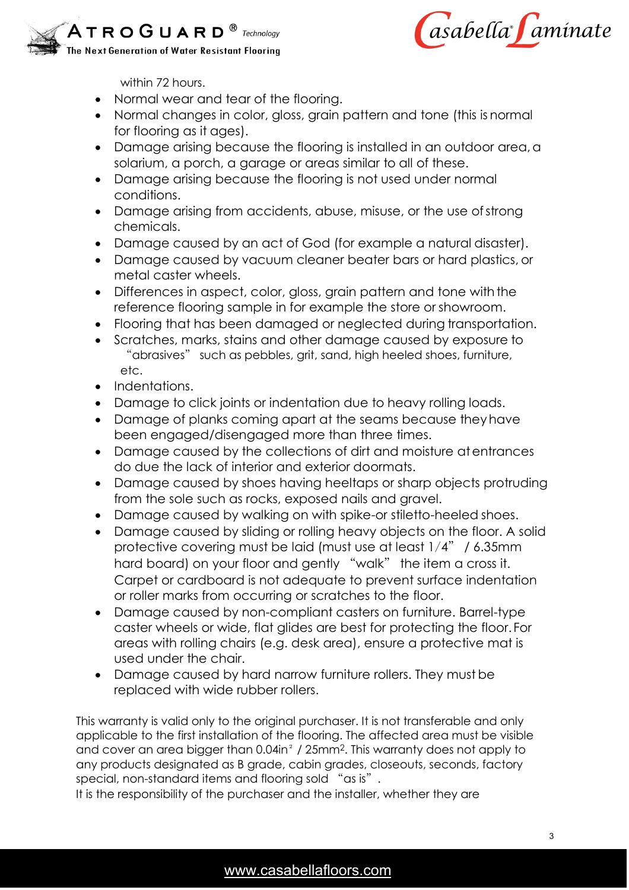within 72 hours.

- Normal wear and tear of the flooring.
- Normal changes in color, gloss, grain pattern and tone (this is normal for flooring as it ages).
- Damage arising because the flooring is installed in an outdoor area, a solarium, a porch, a garage or areas similar to all of these.
- Damage arising because the flooring is not used under normal conditions.
- Damage arising from accidents, abuse, misuse, or the use of strong chemicals.
- Damage caused by an act of God (for example a natural disaster).
- Damage caused by vacuum cleaner beater bars or hard plastics, or metal caster wheels.
- Differences in aspect, color, gloss, grain pattern and tone with the reference flooring sample in for example the store or showroom.
- Flooring that has been damaged or neglected during transportation.
- Scratches, marks, stains and other damage caused by exposure to "abrasives" such as pebbles, grit, sand, high heeled shoes, furniture, etc.
- Indentations.
- Damage to click joints or indentation due to heavy rolling loads.
- Damage of planks coming apart at the seams because they have been engaged/disengaged more than three times.
- Damage caused by the collections of dirt and moisture at entrances do due the lack of interior and exterior doormats.
- Damage caused by shoes having heeltaps or sharp objects protruding from the sole such as rocks, exposed nails and gravel.
- Damage caused by walking on with spike-or stiletto-heeled shoes.
- Damage caused by sliding or rolling heavy objects on the floor. A solid protective covering must be laid (must use at least 1/4" / 6.35mm hard board) on your floor and gently "walk" the item a cross it. Carpet or cardboard is not adequate to prevent surface indentation or roller marks from occurring or scratches to the floor.
- Damage caused by non-compliant casters on furniture. Barrel-type caster wheels or wide, flat glides are best for protecting the floor. For areas with rolling chairs (e.g. desk area), ensure a protective mat is used under the chair.
- Damage caused by hard narrow furniture rollers. They must be replaced with wide rubber rollers.

This warranty is valid only to the original purchaser. It is not transferable and only applicable to the first installation of the flooring. The affected area must be visible and cover an area bigger than $0.04in^2$ / $25mm^2$. This warranty does not apply to any products designated as B grade, cabin grades, closeouts, seconds, factory special, non-standard items and flooring sold "as is".
It is the responsibility of the purchaser and the installer, whether they are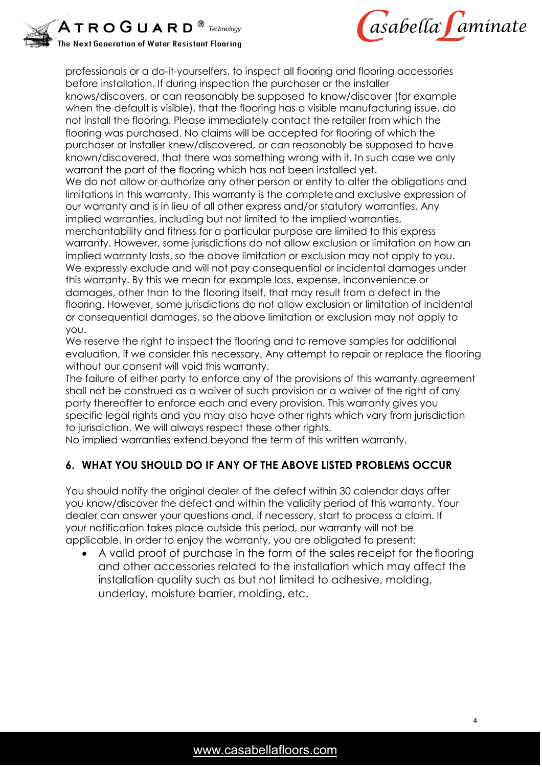professionals or a do-it-yourselfers, to inspect all flooring and flooring accessories before installation. If during inspection the purchaser or the installer knows/discovers, or can reasonably be supposed to know/discover (for example when the default is visible), that the flooring has a visible manufacturing issue, do not install the flooring. Please immediately contact the retailer from which the flooring was purchased. No claims will be accepted for flooring of which the purchaser or installer knew/discovered, or can reasonably be supposed to have known/discovered, that there was something wrong with it. In such case we only warrant the part of the flooring which has not been installed yet.
We do not allow or authorize any other person or entity to alter the obligations and limitations in this warranty. This warranty is the complete and exclusive expression of our warranty and is in lieu of all other express and/or statutory warranties. Any implied warranties, including but not limited to the implied warranties, merchantability and fitness for a particular purpose are limited to this express warranty. However, some jurisdictions do not allow exclusion or limitation on how an implied warranty lasts, so the above limitation or exclusion may not apply to you.
We expressly exclude and will not pay consequential or incidental damages under this warranty. By this we mean for example loss, expense, inconvenience or damages, other than to the flooring itself, that may result from a defect in the flooring. However, some jurisdictions do not allow exclusion or limitation of incidental or consequential damages, so the above limitation or exclusion may not apply to you.
We reserve the right to inspect the flooring and to remove samples for additional evaluation, if we consider this necessary. Any attempt to repair or replace the flooring without our consent will void this warranty.
The failure of either party to enforce any of the provisions of this warranty agreement shall not be construed as a waiver of such provision or a waiver of the right of any party thereafter to enforce each and every provision. This warranty gives you specific legal rights and you may also have other rights which vary from jurisdiction to jurisdiction. We will always respect these other rights.
No implied warranties extend beyond the term of this written warranty.

## 6. WHAT YOU SHOULD DO IF ANY OF THE ABOVE LISTED PROBLEMS OCCUR

You should notify the original dealer of the defect within 30 calendar days after you know/discover the defect and within the validity period of this warranty. Your dealer can answer your questions and, if necessary, start to process a claim. If your notification takes place outside this period, our warranty will not be applicable. In order to enjoy the warranty, you are obligated to present:

- A valid proof of purchase in the form of the sales receipt for the flooring and other accessories related to the installation which may affect the installation quality such as but not limited to adhesive, molding, underlay, moisture barrier, molding, etc.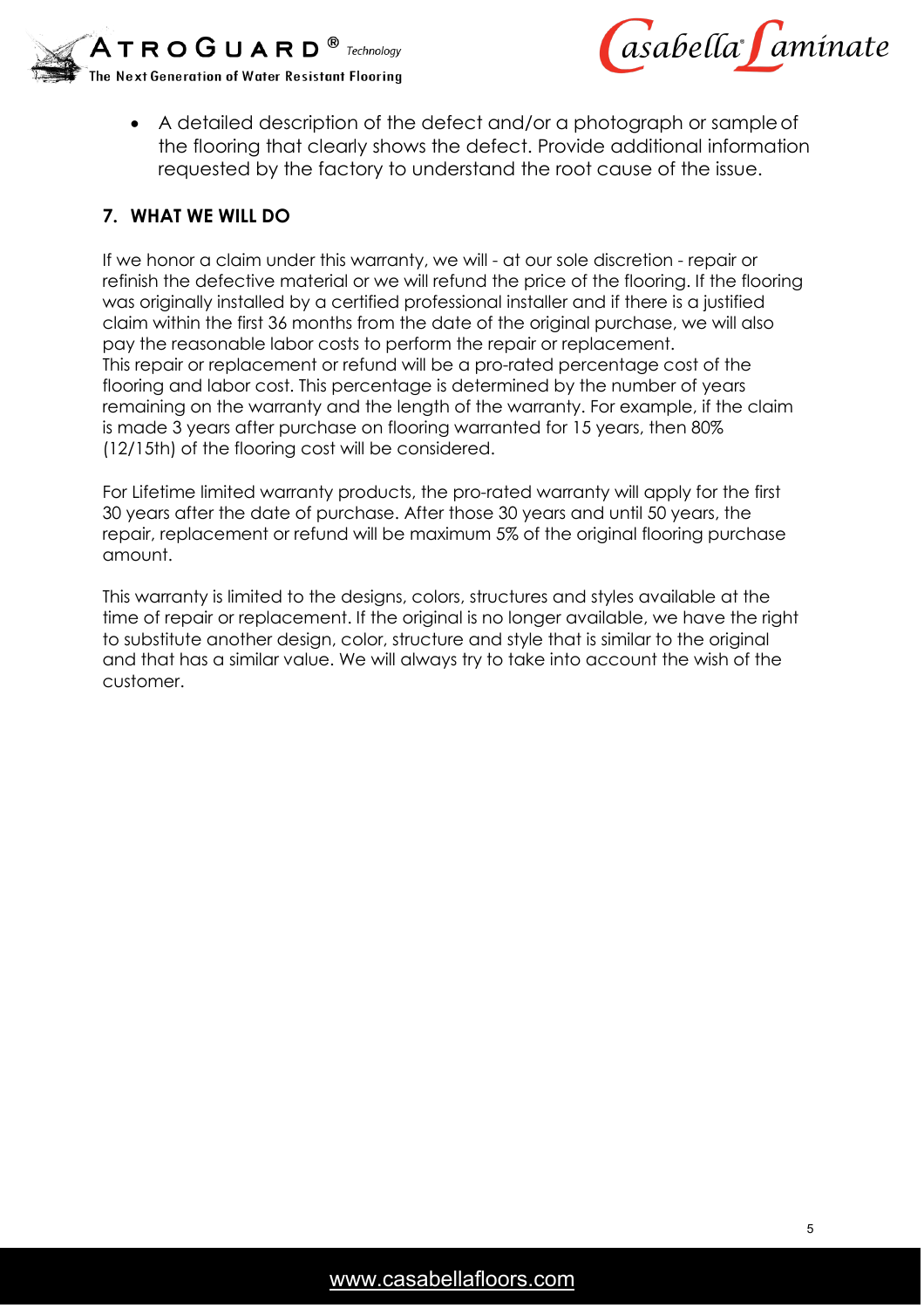- A detailed description of the defect and/or a photograph or sample of the flooring that clearly shows the defect. Provide additional information requested by the factory to understand the root cause of the issue.

## 7. WHAT WE WILL DO

If we honor a claim under this warranty, we will - at our sole discretion - repair or refinish the defective material or we will refund the price of the flooring. If the flooring was originally installed by a certified professional installer and if there is a justified claim within the first 36 months from the date of the original purchase, we will also pay the reasonable labor costs to perform the repair or replacement.
This repair or replacement or refund will be a pro-rated percentage cost of the flooring and labor cost. This percentage is determined by the number of years remaining on the warranty and the length of the warranty. For example, if the claim is made 3 years after purchase on flooring warranted for 15 years, then 80% (12/15th) of the flooring cost will be considered.

For Lifetime limited warranty products, the pro-rated warranty will apply for the first 30 years after the date of purchase. After those 30 years and until 50 years, the repair, replacement or refund will be maximum 5% of the original flooring purchase amount.

This warranty is limited to the designs, colors, structures and styles available at the time of repair or replacement. If the original is no longer available, we have the right to substitute another design, color, structure and style that is similar to the original and that has a similar value. We will always try to take into account the wish of the customer.